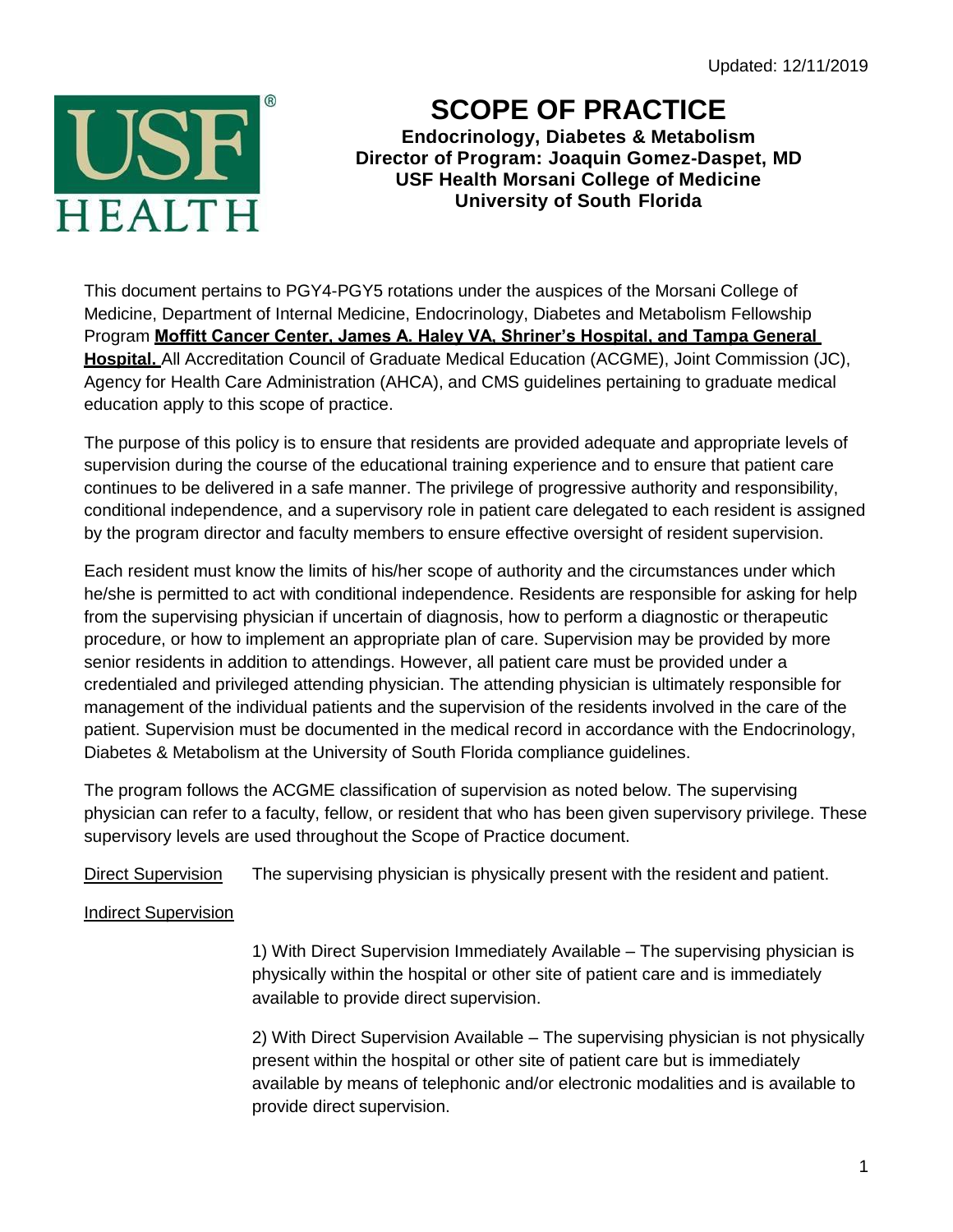Updated: 12/11/2019

# SCOPE OF PRACTICE

**Endocrinology, Diabetes & Metabolism**
**Director of Program: Joaquin Gomez-Daspet, MD**
**USF Health Morsani College of Medicine**
**University of South Florida**

This document pertains to PGY4-PGY5 rotations under the auspices of the Morsani College of Medicine, Department of Internal Medicine, Endocrinology, Diabetes and Metabolism Fellowship Program **Moffitt Cancer Center, James A. Haley VA, Shriner's Hospital, and Tampa General Hospital.** All Accreditation Council of Graduate Medical Education (ACGME), Joint Commission (JC), Agency for Health Care Administration (AHCA), and CMS guidelines pertaining to graduate medical education apply to this scope of practice.

The purpose of this policy is to ensure that residents are provided adequate and appropriate levels of supervision during the course of the educational training experience and to ensure that patient care continues to be delivered in a safe manner. The privilege of progressive authority and responsibility, conditional independence, and a supervisory role in patient care delegated to each resident is assigned by the program director and faculty members to ensure effective oversight of resident supervision.

Each resident must know the limits of his/her scope of authority and the circumstances under which he/she is permitted to act with conditional independence. Residents are responsible for asking for help from the supervising physician if uncertain of diagnosis, how to perform a diagnostic or therapeutic procedure, or how to implement an appropriate plan of care. Supervision may be provided by more senior residents in addition to attendings. However, all patient care must be provided under a credentialed and privileged attending physician. The attending physician is ultimately responsible for management of the individual patients and the supervision of the residents involved in the care of the patient. Supervision must be documented in the medical record in accordance with the Endocrinology, Diabetes & Metabolism at the University of South Florida compliance guidelines.

The program follows the ACGME classification of supervision as noted below. The supervising physician can refer to a faculty, fellow, or resident that who has been given supervisory privilege. These supervisory levels are used throughout the Scope of Practice document.

Direct Supervision — The supervising physician is physically present with the resident and patient.

Indirect Supervision

1) With Direct Supervision Immediately Available – The supervising physician is physically within the hospital or other site of patient care and is immediately available to provide direct supervision.

2) With Direct Supervision Available – The supervising physician is not physically present within the hospital or other site of patient care but is immediately available by means of telephonic and/or electronic modalities and is available to provide direct supervision.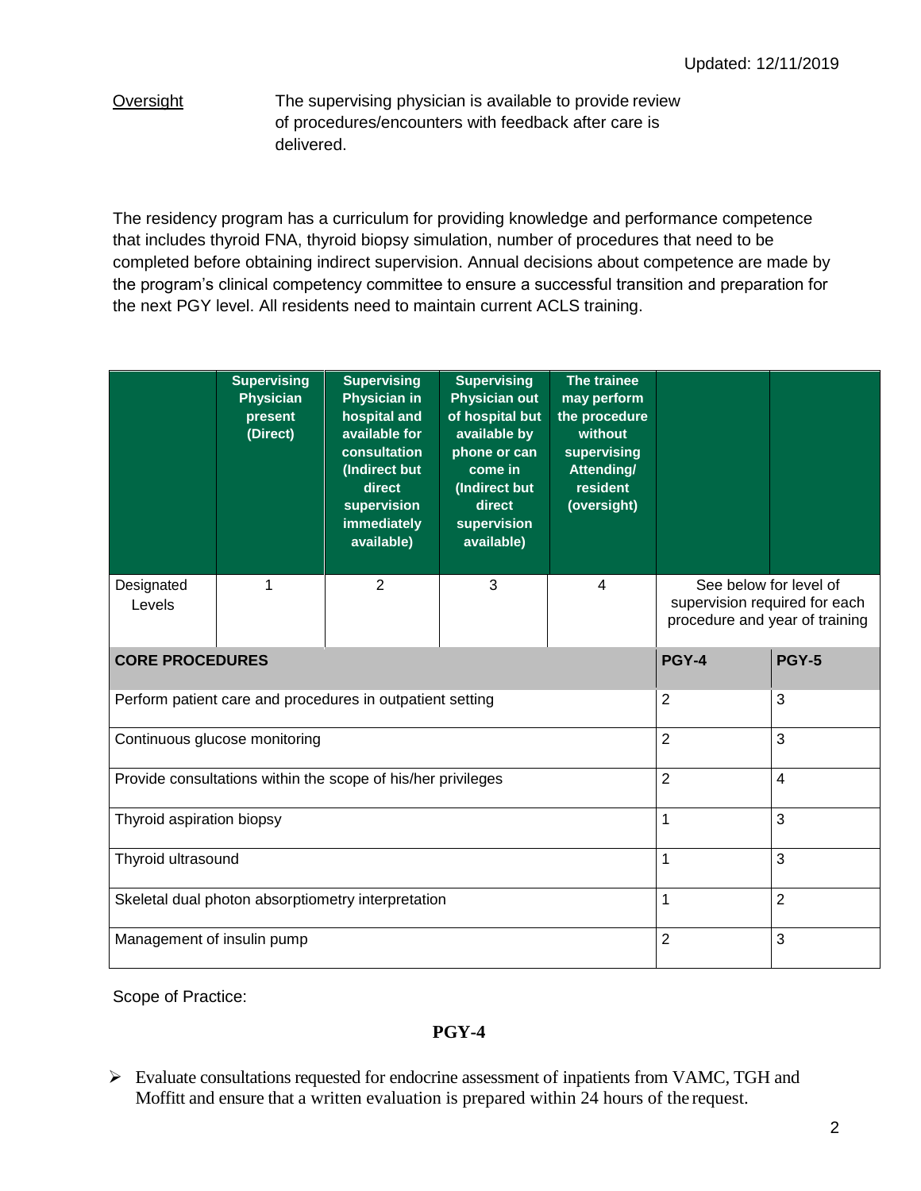Updated: 12/11/2019

Oversight The supervising physician is available to provide review of procedures/encounters with feedback after care is delivered.

The residency program has a curriculum for providing knowledge and performance competence that includes thyroid FNA, thyroid biopsy simulation, number of procedures that need to be completed before obtaining indirect supervision. Annual decisions about competence are made by the program's clinical competency committee to ensure a successful transition and preparation for the next PGY level. All residents need to maintain current ACLS training.

| | Supervising Physician present (Direct) | Supervising Physician in hospital and available for consultation (Indirect but direct supervision immediately available) | Supervising Physician out of hospital but available by phone or can come in (Indirect but direct supervision available) | The trainee may perform the procedure without supervising Attending/ resident (oversight) | | |
|---|---|---|---|---|---|---|
| Designated Levels | 1 | 2 | 3 | 4 | See below for level of supervision required for each procedure and year of training | |
| **CORE PROCEDURES** | | | | | **PGY-4** | **PGY-5** |
| Perform patient care and procedures in outpatient setting | | | | | 2 | 3 |
| Continuous glucose monitoring | | | | | 2 | 3 |
| Provide consultations within the scope of his/her privileges | | | | | 2 | 4 |
| Thyroid aspiration biopsy | | | | | 1 | 3 |
| Thyroid ultrasound | | | | | 1 | 3 |
| Skeletal dual photon absorptiometry interpretation | | | | | 1 | 2 |
| Management of insulin pump | | | | | 2 | 3 |

Scope of Practice:

**PGY-4**

- Evaluate consultations requested for endocrine assessment of inpatients from VAMC, TGH and Moffitt and ensure that a written evaluation is prepared within 24 hours of the request.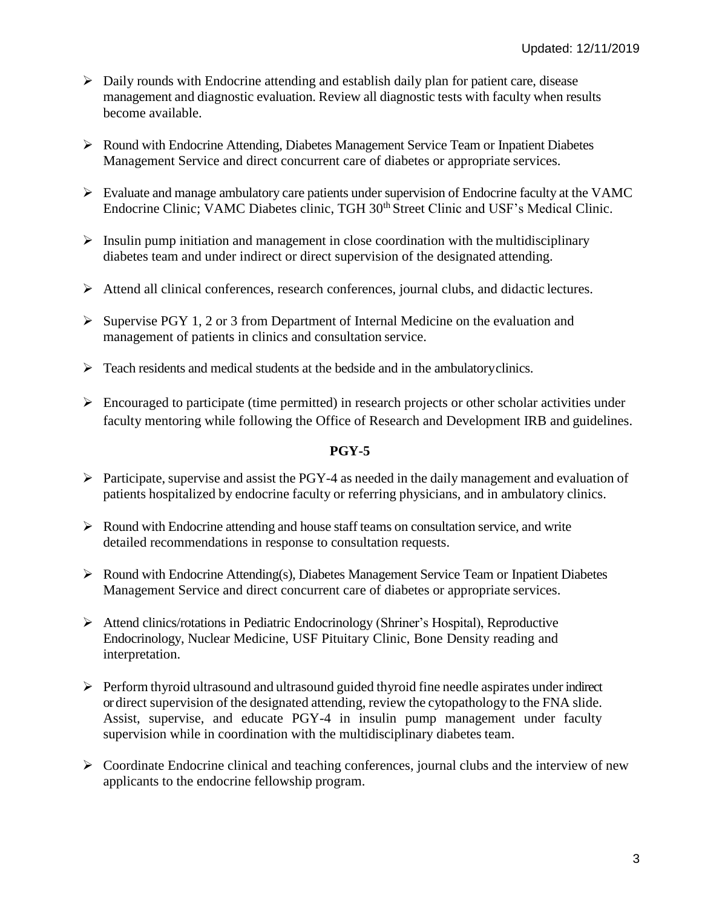- Daily rounds with Endocrine attending and establish daily plan for patient care, disease management and diagnostic evaluation. Review all diagnostic tests with faculty when results become available.

- Round with Endocrine Attending, Diabetes Management Service Team or Inpatient Diabetes Management Service and direct concurrent care of diabetes or appropriate services.

- Evaluate and manage ambulatory care patients under supervision of Endocrine faculty at the VAMC Endocrine Clinic; VAMC Diabetes clinic, TGH 30th Street Clinic and USF's Medical Clinic.

- Insulin pump initiation and management in close coordination with the multidisciplinary diabetes team and under indirect or direct supervision of the designated attending.

- Attend all clinical conferences, research conferences, journal clubs, and didactic lectures.

- Supervise PGY 1, 2 or 3 from Department of Internal Medicine on the evaluation and management of patients in clinics and consultation service.

- Teach residents and medical students at the bedside and in the ambulatory clinics.

- Encouraged to participate (time permitted) in research projects or other scholar activities under faculty mentoring while following the Office of Research and Development IRB and guidelines.

### PGY-5

- Participate, supervise and assist the PGY-4 as needed in the daily management and evaluation of patients hospitalized by endocrine faculty or referring physicians, and in ambulatory clinics.

- Round with Endocrine attending and house staff teams on consultation service, and write detailed recommendations in response to consultation requests.

- Round with Endocrine Attending(s), Diabetes Management Service Team or Inpatient Diabetes Management Service and direct concurrent care of diabetes or appropriate services.

- Attend clinics/rotations in Pediatric Endocrinology (Shriner's Hospital), Reproductive Endocrinology, Nuclear Medicine, USF Pituitary Clinic, Bone Density reading and interpretation.

- Perform thyroid ultrasound and ultrasound guided thyroid fine needle aspirates under indirect or direct supervision of the designated attending, review the cytopathology to the FNA slide. Assist, supervise, and educate PGY-4 in insulin pump management under faculty supervision while in coordination with the multidisciplinary diabetes team.

- Coordinate Endocrine clinical and teaching conferences, journal clubs and the interview of new applicants to the endocrine fellowship program.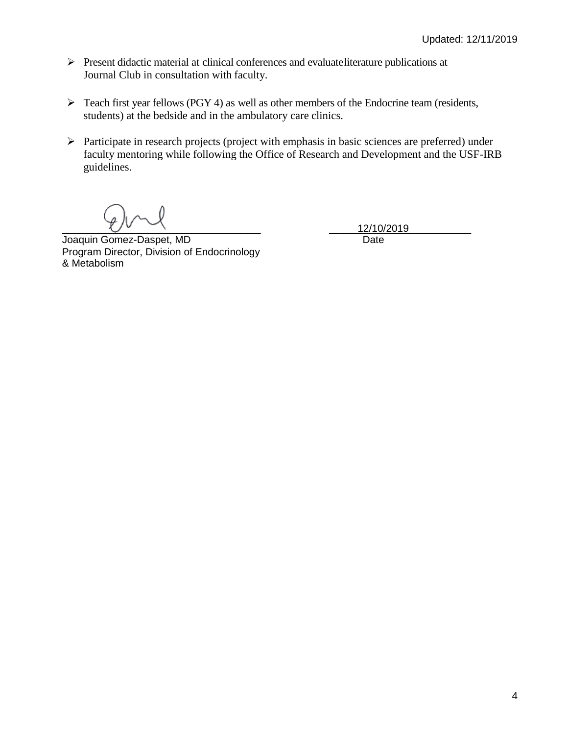- Present didactic material at clinical conferences and evaluateliterature publications at Journal Club in consultation with faculty.

- Teach first year fellows (PGY 4) as well as other members of the Endocrine team (residents, students) at the bedside and in the ambulatory care clinics.

- Participate in research projects (project with emphasis in basic sciences are preferred) under faculty mentoring while following the Office of Research and Development and the USF-IRB guidelines.

_________________________________ 12/10/2019___________

Joaquin Gomez-Daspet, MD Date

Program Director, Division of Endocrinology & Metabolism